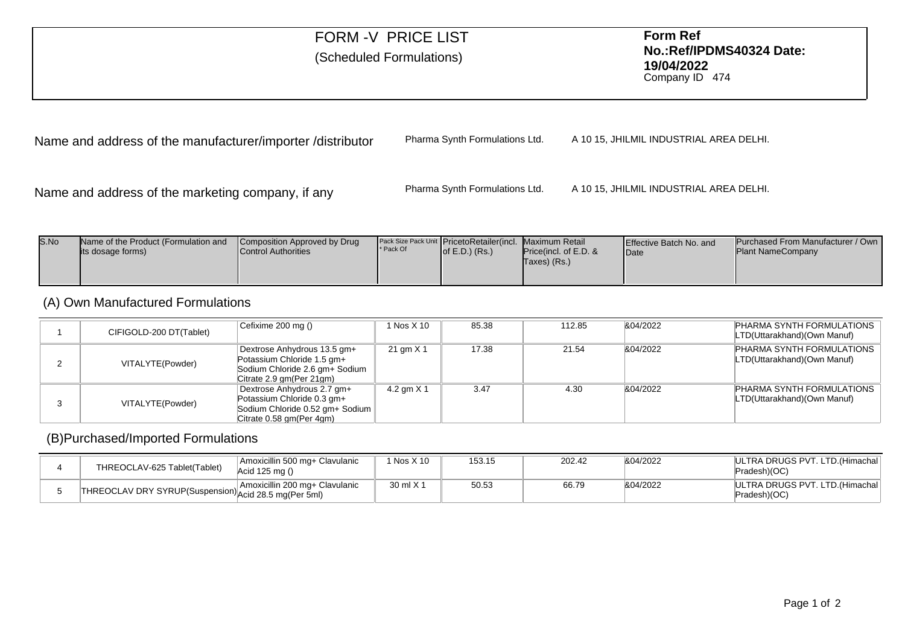# FORM -V PRICE LIST

(Scheduled Formulations)

**Form Ref No.:Ref/IPDMS40324 Date: 19/04/2022**
Company ID 474

Name and address of the manufacturer/importer /distributor — Pharma Synth Formulations Ltd. — A 10 15, JHILMIL INDUSTRIAL AREA DELHI.

Name and address of the marketing company, if any — Pharma Synth Formulations Ltd. — A 10 15, JHILMIL INDUSTRIAL AREA DELHI.

| S.No | Name of the Product (Formulation and its dosage forms) | Composition Approved by Drug Control Authorities | Pack Size Pack Unit * Pack Of | PricetoRetailer(incl. of E.D.) (Rs.) | Maximum Retail Price(incl. of E.D. & Taxes) (Rs.) | Effective Batch No. and Date | Purchased From Manufacturer / Own Plant NameCompany |
|---|---|---|---|---|---|---|---|
| **(A) Own Manufactured Formulations** | | | | | | | |
| 1 | CIFIGOLD-200 DT(Tablet) | Cefixime 200 mg () | 1 Nos X 10 | 85.38 | 112.85 | &04/2022 | PHARMA SYNTH FORMULATIONS LTD(Uttarakhand)(Own Manuf) |
| 2 | VITALYTE(Powder) | Dextrose Anhydrous 13.5 gm+ Potassium Chloride 1.5 gm+ Sodium Chloride 2.6 gm+ Sodium Citrate 2.9 gm(Per 21gm) | 21 gm X 1 | 17.38 | 21.54 | &04/2022 | PHARMA SYNTH FORMULATIONS LTD(Uttarakhand)(Own Manuf) |
| 3 | VITALYTE(Powder) | Dextrose Anhydrous 2.7 gm+ Potassium Chloride 0.3 gm+ Sodium Chloride 0.52 gm+ Sodium Citrate 0.58 gm(Per 4gm) | 4.2 gm X 1 | 3.47 | 4.30 | &04/2022 | PHARMA SYNTH FORMULATIONS LTD(Uttarakhand)(Own Manuf) |
| **(B)Purchased/Imported Formulations** | | | | | | | |
| 4 | THREOCLAV-625 Tablet(Tablet) | Amoxicillin 500 mg+ Clavulanic Acid 125 mg () | 1 Nos X 10 | 153.15 | 202.42 | &04/2022 | ULTRA DRUGS PVT. LTD.(Himachal Pradesh)(OC) |
| 5 | THREOCLAV DRY SYRUP(Suspension) | Amoxicillin 200 mg+ Clavulanic Acid 28.5 mg(Per 5ml) | 30 ml X 1 | 50.53 | 66.79 | &04/2022 | ULTRA DRUGS PVT. LTD.(Himachal Pradesh)(OC) |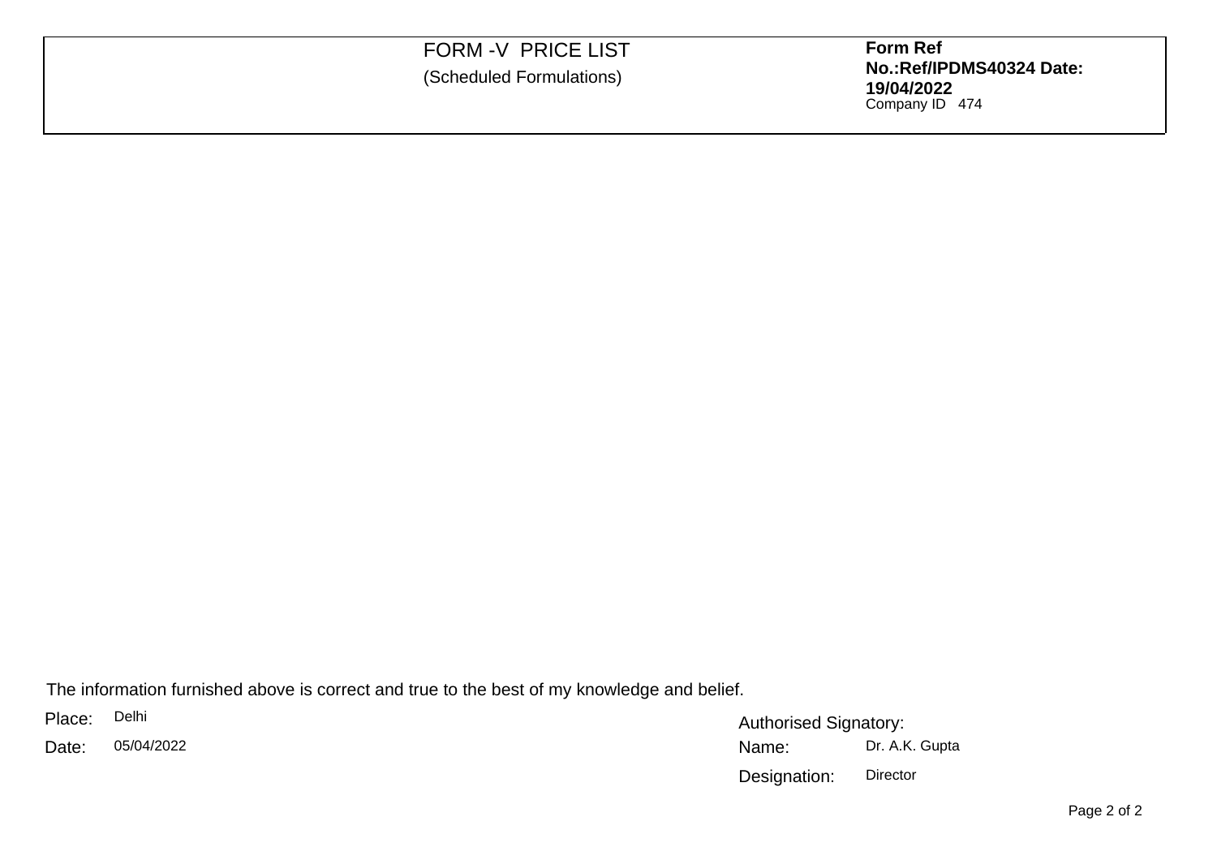# FORM -V PRICE LIST

(Scheduled Formulations)

**Form Ref No.:Ref/IPDMS40324 Date: 19/04/2022**

Company ID 474

The information furnished above is correct and true to the best of my knowledge and belief.

Place: Delhi

Date: 05/04/2022

Authorised Signatory:

Name: Dr. A.K. Gupta

Designation: Director